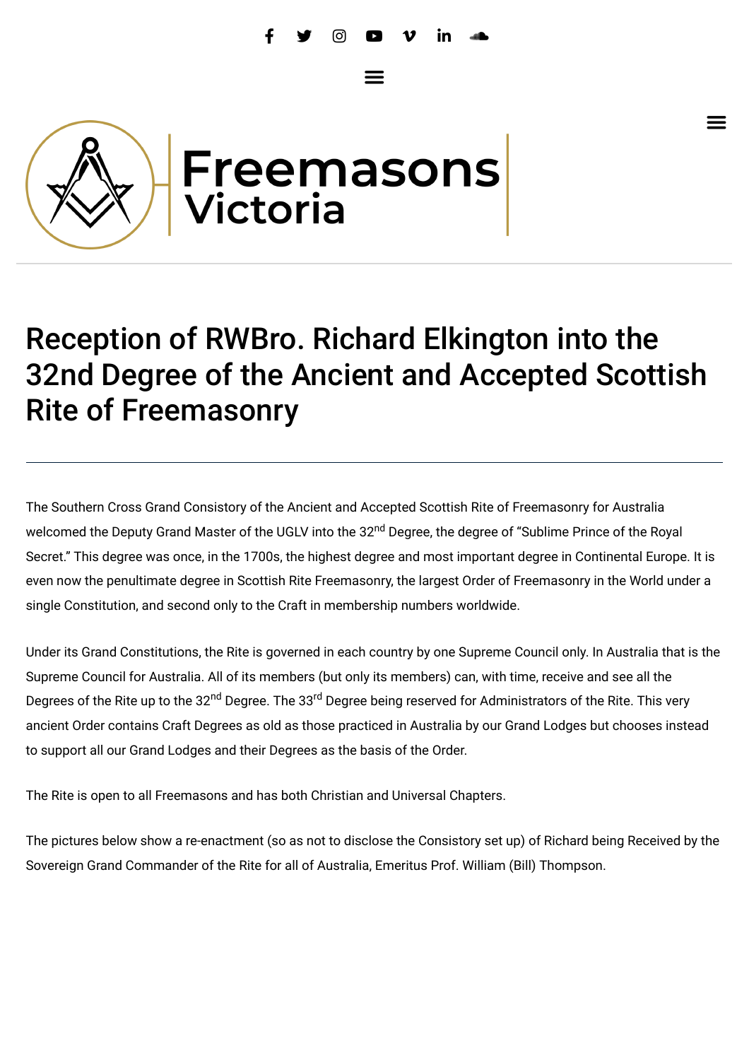Freemasons Victoria

# Reception of RWBro. Richard Elkington into the 32nd Degree of the Ancient and Accepted Scottish Rite of Freemasonry

The Southern Cross Grand Consistory of the Ancient and Accepted Scottish Rite of Freemasonry for Australia welcomed the Deputy Grand Master of the UGLV into the 32$^{nd}$ Degree, the degree of "Sublime Prince of the Royal Secret." This degree was once, in the 1700s, the highest degree and most important degree in Continental Europe. It is even now the penultimate degree in Scottish Rite Freemasonry, the largest Order of Freemasonry in the World under a single Constitution, and second only to the Craft in membership numbers worldwide.

Under its Grand Constitutions, the Rite is governed in each country by one Supreme Council only. In Australia that is the Supreme Council for Australia. All of its members (but only its members) can, with time, receive and see all the Degrees of the Rite up to the 32$^{nd}$ Degree. The 33$^{rd}$ Degree being reserved for Administrators of the Rite. This very ancient Order contains Craft Degrees as old as those practiced in Australia by our Grand Lodges but chooses instead to support all our Grand Lodges and their Degrees as the basis of the Order.

The Rite is open to all Freemasons and has both Christian and Universal Chapters.

The pictures below show a re-enactment (so as not to disclose the Consistory set up) of Richard being Received by the Sovereign Grand Commander of the Rite for all of Australia, Emeritus Prof. William (Bill) Thompson.